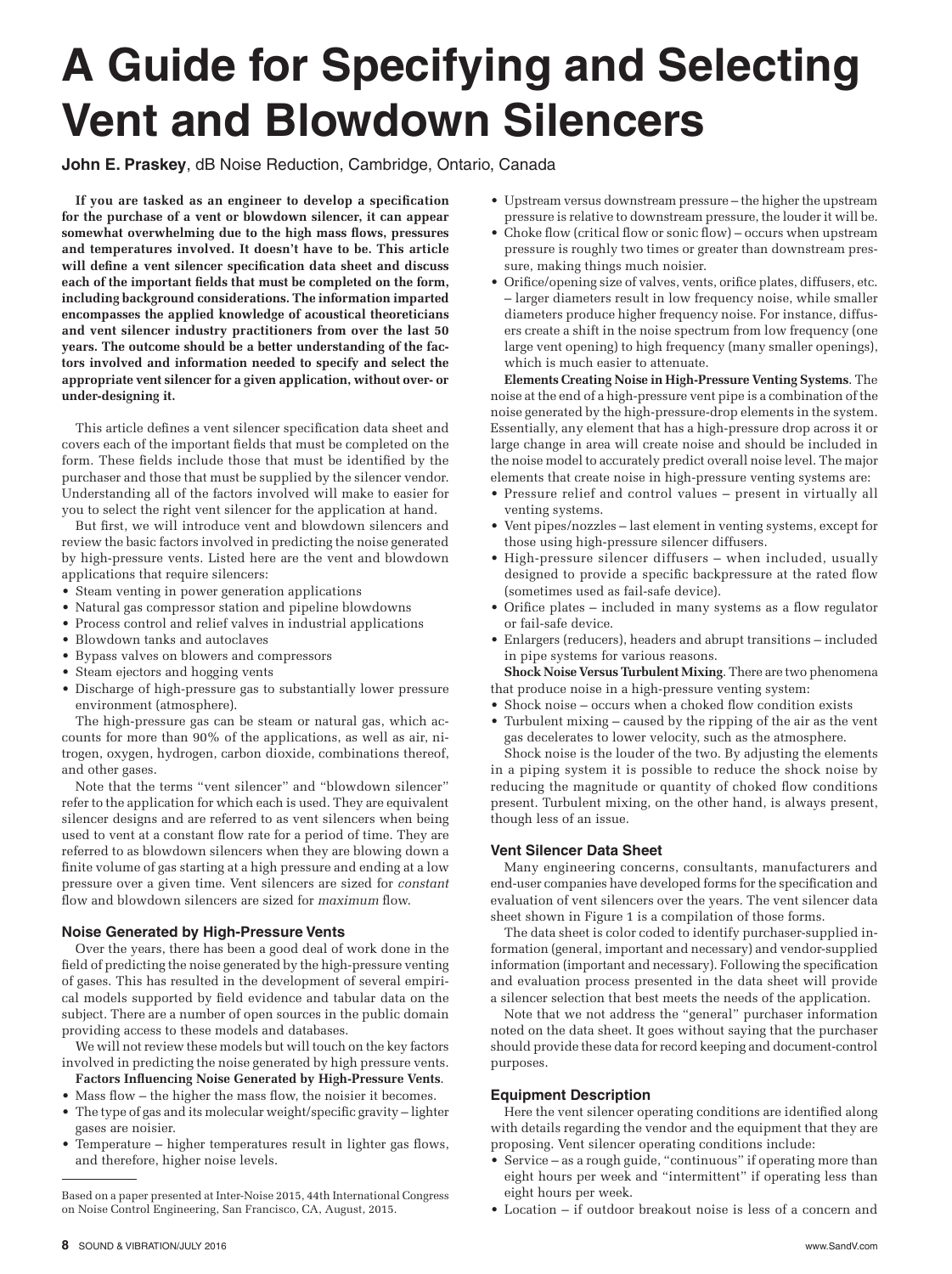# A Guide for Specifying and Selecting Vent and Blowdown Silencers

**John E. Praskey**, dB Noise Reduction, Cambridge, Ontario, Canada

**If you are tasked as an engineer to develop a specification for the purchase of a vent or blowdown silencer, it can appear somewhat overwhelming due to the high mass flows, pressures and temperatures involved. It doesn't have to be. This article will define a vent silencer specification data sheet and discuss each of the important fields that must be completed on the form, including background considerations. The information imparted encompasses the applied knowledge of acoustical theoreticians and vent silencer industry practitioners from over the last 50 years. The outcome should be a better understanding of the factors involved and information needed to specify and select the appropriate vent silencer for a given application, without over- or under-designing it.**

This article defines a vent silencer specification data sheet and covers each of the important fields that must be completed on the form. These fields include those that must be identified by the purchaser and those that must be supplied by the silencer vendor. Understanding all of the factors involved will make to easier for you to select the right vent silencer for the application at hand.

But first, we will introduce vent and blowdown silencers and review the basic factors involved in predicting the noise generated by high-pressure vents. Listed here are the vent and blowdown applications that require silencers:

- Steam venting in power generation applications
- Natural gas compressor station and pipeline blowdowns
- Process control and relief valves in industrial applications
- Blowdown tanks and autoclaves
- Bypass valves on blowers and compressors
- Steam ejectors and hogging vents
- Discharge of high-pressure gas to substantially lower pressure environment (atmosphere).

The high-pressure gas can be steam or natural gas, which accounts for more than 90% of the applications, as well as air, nitrogen, oxygen, hydrogen, carbon dioxide, combinations thereof, and other gases.

Note that the terms "vent silencer" and "blowdown silencer" refer to the application for which each is used. They are equivalent silencer designs and are referred to as vent silencers when being used to vent at a constant flow rate for a period of time. They are referred to as blowdown silencers when they are blowing down a finite volume of gas starting at a high pressure and ending at a low pressure over a given time. Vent silencers are sized for *constant* flow and blowdown silencers are sized for *maximum* flow.

### Noise Generated by High-Pressure Vents

Over the years, there has been a good deal of work done in the field of predicting the noise generated by the high-pressure venting of gases. This has resulted in the development of several empirical models supported by field evidence and tabular data on the subject. There are a number of open sources in the public domain providing access to these models and databases.

We will not review these models but will touch on the key factors involved in predicting the noise generated by high pressure vents.

**Factors Influencing Noise Generated by High-Pressure Vents**.

- Mass flow – the higher the mass flow, the noisier it becomes.
- The type of gas and its molecular weight/specific gravity – lighter gases are noisier.
- Temperature – higher temperatures result in lighter gas flows, and therefore, higher noise levels.
- Upstream versus downstream pressure – the higher the upstream pressure is relative to downstream pressure, the louder it will be.
- Choke flow (critical flow or sonic flow) – occurs when upstream pressure is roughly two times or greater than downstream pressure, making things much noisier.
- Orifice/opening size of valves, vents, orifice plates, diffusers, etc. – larger diameters result in low frequency noise, while smaller diameters produce higher frequency noise. For instance, diffusers create a shift in the noise spectrum from low frequency (one large vent opening) to high frequency (many smaller openings), which is much easier to attenuate.

**Elements Creating Noise in High-Pressure Venting Systems**. The noise at the end of a high-pressure vent pipe is a combination of the noise generated by the high-pressure-drop elements in the system. Essentially, any element that has a high-pressure drop across it or large change in area will create noise and should be included in the noise model to accurately predict overall noise level. The major elements that create noise in high-pressure venting systems are:

- Pressure relief and control values – present in virtually all venting systems.
- Vent pipes/nozzles – last element in venting systems, except for those using high-pressure silencer diffusers.
- High-pressure silencer diffusers – when included, usually designed to provide a specific backpressure at the rated flow (sometimes used as fail-safe device).
- Orifice plates – included in many systems as a flow regulator or fail-safe device.
- Enlargers (reducers), headers and abrupt transitions – included in pipe systems for various reasons.

**Shock Noise Versus Turbulent Mixing**. There are two phenomena that produce noise in a high-pressure venting system:

- Shock noise – occurs when a choked flow condition exists
- Turbulent mixing – caused by the ripping of the air as the vent gas decelerates to lower velocity, such as the atmosphere.

Shock noise is the louder of the two. By adjusting the elements in a piping system it is possible to reduce the shock noise by reducing the magnitude or quantity of choked flow conditions present. Turbulent mixing, on the other hand, is always present, though less of an issue.

### Vent Silencer Data Sheet

Many engineering concerns, consultants, manufacturers and end-user companies have developed forms for the specification and evaluation of vent silencers over the years. The vent silencer data sheet shown in Figure 1 is a compilation of those forms.

The data sheet is color coded to identify purchaser-supplied information (general, important and necessary) and vendor-supplied information (important and necessary). Following the specification and evaluation process presented in the data sheet will provide a silencer selection that best meets the needs of the application.

Note that we not address the "general" purchaser information noted on the data sheet. It goes without saying that the purchaser should provide these data for record keeping and document-control purposes.

### Equipment Description

Here the vent silencer operating conditions are identified along with details regarding the vendor and the equipment that they are proposing. Vent silencer operating conditions include:

- Service – as a rough guide, "continuous" if operating more than eight hours per week and "intermittent" if operating less than eight hours per week.
- Location – if outdoor breakout noise is less of a concern and

Based on a paper presented at Inter-Noise 2015, 44th International Congress on Noise Control Engineering, San Francisco, CA, August, 2015.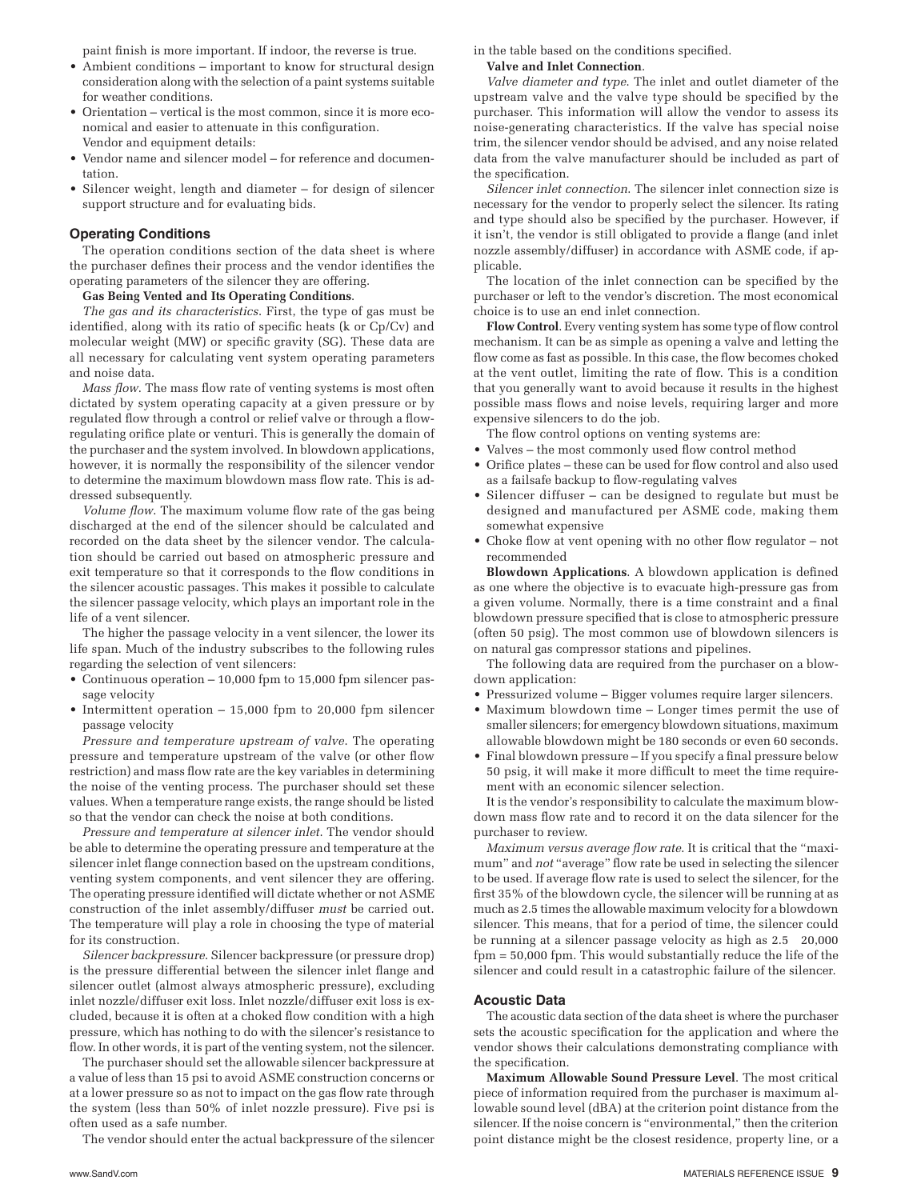paint finish is more important. If indoor, the reverse is true.

- Ambient conditions – important to know for structural design consideration along with the selection of a paint systems suitable for weather conditions.
- Orientation – vertical is the most common, since it is more economical and easier to attenuate in this configuration.

Vendor and equipment details:

- Vendor name and silencer model – for reference and documentation.
- Silencer weight, length and diameter – for design of silencer support structure and for evaluating bids.

## Operating Conditions

The operation conditions section of the data sheet is where the purchaser defines their process and the vendor identifies the operating parameters of the silencer they are offering.

**Gas Being Vented and Its Operating Conditions**.

*The gas and its characteristics*. First, the type of gas must be identified, along with its ratio of specific heats (k or Cp/Cv) and molecular weight (MW) or specific gravity (SG). These data are all necessary for calculating vent system operating parameters and noise data.

*Mass flow*. The mass flow rate of venting systems is most often dictated by system operating capacity at a given pressure or by regulated flow through a control or relief valve or through a flow-regulating orifice plate or venturi. This is generally the domain of the purchaser and the system involved. In blowdown applications, however, it is normally the responsibility of the silencer vendor to determine the maximum blowdown mass flow rate. This is addressed subsequently.

*Volume flow*. The maximum volume flow rate of the gas being discharged at the end of the silencer should be calculated and recorded on the data sheet by the silencer vendor. The calculation should be carried out based on atmospheric pressure and exit temperature so that it corresponds to the flow conditions in the silencer acoustic passages. This makes it possible to calculate the silencer passage velocity, which plays an important role in the life of a vent silencer.

The higher the passage velocity in a vent silencer, the lower its life span. Much of the industry subscribes to the following rules regarding the selection of vent silencers:

- Continuous operation – 10,000 fpm to 15,000 fpm silencer passage velocity
- Intermittent operation – 15,000 fpm to 20,000 fpm silencer passage velocity

*Pressure and temperature upstream of valve*. The operating pressure and temperature upstream of the valve (or other flow restriction) and mass flow rate are the key variables in determining the noise of the venting process. The purchaser should set these values. When a temperature range exists, the range should be listed so that the vendor can check the noise at both conditions.

*Pressure and temperature at silencer inlet*. The vendor should be able to determine the operating pressure and temperature at the silencer inlet flange connection based on the upstream conditions, venting system components, and vent silencer they are offering. The operating pressure identified will dictate whether or not ASME construction of the inlet assembly/diffuser *must* be carried out. The temperature will play a role in choosing the type of material for its construction.

*Silencer backpressure*. Silencer backpressure (or pressure drop) is the pressure differential between the silencer inlet flange and silencer outlet (almost always atmospheric pressure), excluding inlet nozzle/diffuser exit loss. Inlet nozzle/diffuser exit loss is excluded, because it is often at a choked flow condition with a high pressure, which has nothing to do with the silencer's resistance to flow. In other words, it is part of the venting system, not the silencer.

The purchaser should set the allowable silencer backpressure at a value of less than 15 psi to avoid ASME construction concerns or at a lower pressure so as not to impact on the gas flow rate through the system (less than 50% of inlet nozzle pressure). Five psi is often used as a safe number.

The vendor should enter the actual backpressure of the silencer in the table based on the conditions specified.

**Valve and Inlet Connection**.

*Valve diameter and type*. The inlet and outlet diameter of the upstream valve and the valve type should be specified by the purchaser. This information will allow the vendor to assess its noise-generating characteristics. If the valve has special noise trim, the silencer vendor should be advised, and any noise related data from the valve manufacturer should be included as part of the specification.

*Silencer inlet connection*. The silencer inlet connection size is necessary for the vendor to properly select the silencer. Its rating and type should also be specified by the purchaser. However, if it isn't, the vendor is still obligated to provide a flange (and inlet nozzle assembly/diffuser) in accordance with ASME code, if applicable.

The location of the inlet connection can be specified by the purchaser or left to the vendor's discretion. The most economical choice is to use an end inlet connection.

**Flow Control**. Every venting system has some type of flow control mechanism. It can be as simple as opening a valve and letting the flow come as fast as possible. In this case, the flow becomes choked at the vent outlet, limiting the rate of flow. This is a condition that you generally want to avoid because it results in the highest possible mass flows and noise levels, requiring larger and more expensive silencers to do the job.

The flow control options on venting systems are:

- Valves – the most commonly used flow control method
- Orifice plates – these can be used for flow control and also used as a failsafe backup to flow-regulating valves
- Silencer diffuser – can be designed to regulate but must be designed and manufactured per ASME code, making them somewhat expensive
- Choke flow at vent opening with no other flow regulator – not recommended

**Blowdown Applications**. A blowdown application is defined as one where the objective is to evacuate high-pressure gas from a given volume. Normally, there is a time constraint and a final blowdown pressure specified that is close to atmospheric pressure (often 50 psig). The most common use of blowdown silencers is on natural gas compressor stations and pipelines.

The following data are required from the purchaser on a blowdown application:

- Pressurized volume – Bigger volumes require larger silencers.
- Maximum blowdown time – Longer times permit the use of smaller silencers; for emergency blowdown situations, maximum allowable blowdown might be 180 seconds or even 60 seconds.
- Final blowdown pressure – If you specify a final pressure below 50 psig, it will make it more difficult to meet the time requirement with an economic silencer selection.

It is the vendor's responsibility to calculate the maximum blowdown mass flow rate and to record it on the data silencer for the purchaser to review.

*Maximum versus average flow rate*. It is critical that the "maximum" and *not* "average" flow rate be used in selecting the silencer to be used. If average flow rate is used to select the silencer, for the first 35% of the blowdown cycle, the silencer will be running at as much as 2.5 times the allowable maximum velocity for a blowdown silencer. This means, that for a period of time, the silencer could be running at a silencer passage velocity as high as 2.5 × 20,000 fpm = 50,000 fpm. This would substantially reduce the life of the silencer and could result in a catastrophic failure of the silencer.

## Acoustic Data

The acoustic data section of the data sheet is where the purchaser sets the acoustic specification for the application and where the vendor shows their calculations demonstrating compliance with the specification.

**Maximum Allowable Sound Pressure Level**. The most critical piece of information required from the purchaser is maximum allowable sound level (dBA) at the criterion point distance from the silencer. If the noise concern is "environmental," then the criterion point distance might be the closest residence, property line, or a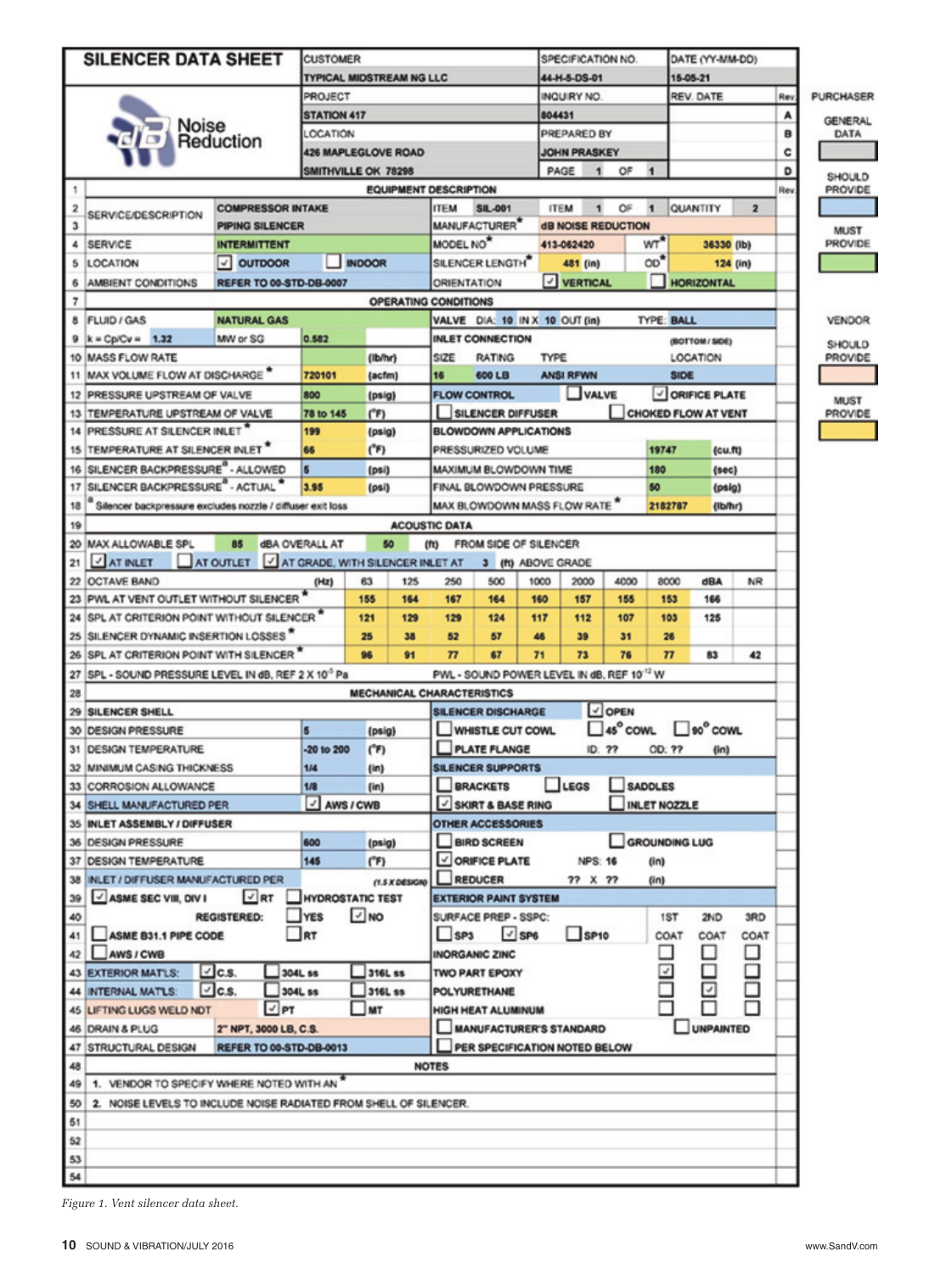# SILENCER DATA SHEET

| | |
|---|---|
| CUSTOMER | TYPICAL MIDSTREAM NG LLC |
| SPECIFICATION NO. | 44-H-5-DS-01 |
| DATE (YY-MM-DD) | 15-05-21 |
| PROJECT | STATION 417 |
| INQUIRY NO. | 804431 |
| REV. DATE | |
| LOCATION | 426 MAPLEGLOVE ROAD, SMITHVILLE OK 78298 |
| PREPARED BY | JOHN PRASKEY |
| PAGE | 1 OF 1 |

Noise Reduction

Rev: A, B, C, D

**Legend:** PURCHASER — GENERAL DATA; SHOULD PROVIDE; MUST PROVIDE. VENDOR — SHOULD PROVIDE; MUST PROVIDE.

| # | | | | | |
|---|---|---|---|---|---|
| 1 | **EQUIPMENT DESCRIPTION** | | | | |
| 2 | SERVICE/DESCRIPTION | COMPRESSOR INTAKE | ITEM SIL-001 | ITEM 1 OF 1 | QUANTITY 2 |
| 3 | | PIPING SILENCER | MANUFACTURER* | dB NOISE REDUCTION | |
| 4 | SERVICE | INTERMITTENT | MODEL NO* | 413-062420 | WT* 36330 (lb) |
| 5 | LOCATION | ☑ OUTDOOR ☐ INDOOR | SILENCER LENGTH* | 481 (in) | OD* 124 (in) |
| 6 | AMBIENT CONDITIONS | REFER TO 00-STD-DB-0007 | ORIENTATION | ☑ VERTICAL | ☐ HORIZONTAL |
| 7 | **OPERATING CONDITIONS** | | | | |
| 8 | FLUID / GAS | NATURAL GAS | VALVE DIA: 10 IN X 10 OUT (in) | TYPE: BALL | |
| 9 | k = Cp/Cv = 1.32 | MW or SG 0.582 | INLET CONNECTION | (BOTTOM / SIDE) | |
| 10 | MASS FLOW RATE | (lb/hr) | SIZE 16 | RATING 600 LB | TYPE ANSI RFWN; LOCATION SIDE |
| 11 | MAX VOLUME FLOW AT DISCHARGE* | 720101 (acfm) | | | |
| 12 | PRESSURE UPSTREAM OF VALVE | 800 (psig) | FLOW CONTROL | ☐ VALVE | ☑ ORIFICE PLATE |
| 13 | TEMPERATURE UPSTREAM OF VALVE | 78 to 145 (°F) | ☐ SILENCER DIFFUSER | ☐ CHOKED FLOW AT VENT | |
| 14 | PRESSURE AT SILENCER INLET* | 199 (psig) | BLOWDOWN APPLICATIONS | | |
| 15 | TEMPERATURE AT SILENCER INLET* | 66 (°F) | PRESSURIZED VOLUME | 19747 (cu.ft) | |
| 16 | SILENCER BACKPRESSURE[a] - ALLOWED | 5 (psi) | MAXIMUM BLOWDOWN TIME | 180 (sec) | |
| 17 | SILENCER BACKPRESSURE[a] - ACTUAL* | 3.95 (psi) | FINAL BLOWDOWN PRESSURE | 50 (psig) | |
| 18 | [a] Silencer backpressure excludes nozzle / diffuser exit loss | | MAX BLOWDOWN MASS FLOW RATE* | 2182787 (lb/hr) | |

| # | | | | | | | | | | | |
|---|---|---|---|---|---|---|---|---|---|---|---|
| 19 | **ACOUSTIC DATA** | | | | | | | | | | |
| 20 | MAX ALLOWABLE SPL 85 dBA OVERALL AT 50 (ft) FROM SIDE OF SILENCER | | | | | | | | | | |
| 21 | ☑ AT INLET ☐ AT OUTLET ☑ AT GRADE, WITH SILENCER INLET AT 3 (ft) ABOVE GRADE | | | | | | | | | | |
| 22 | OCTAVE BAND (Hz) | 63 | 125 | 250 | 500 | 1000 | 2000 | 4000 | 8000 | dBA | NR |
| 23 | PWL AT VENT OUTLET WITHOUT SILENCER* | 155 | 164 | 167 | 164 | 160 | 157 | 155 | 153 | 166 | |
| 24 | SPL AT CRITERION POINT WITHOUT SILENCER* | 121 | 129 | 129 | 124 | 117 | 112 | 107 | 103 | 125 | |
| 25 | SILENCER DYNAMIC INSERTION LOSSES* | 25 | 38 | 52 | 57 | 46 | 39 | 31 | 26 | | |
| 26 | SPL AT CRITERION POINT WITH SILENCER* | 96 | 91 | 77 | 67 | 71 | 73 | 76 | 77 | 83 | 42 |
| 27 | SPL - SOUND PRESSURE LEVEL IN dB, REF $2 \times 10^{-5}$ Pa; PWL - SOUND POWER LEVEL IN dB, REF $10^{-12}$ W | | | | | | | | | | |

| # | | | | |
|---|---|---|---|---|
| 28 | **MECHANICAL CHARACTERISTICS** | | | |
| 29 | SILENCER SHELL | | SILENCER DISCHARGE | ☑ OPEN |
| 30 | DESIGN PRESSURE | 5 (psig) | ☐ WHISTLE CUT COWL | ☐ 45° COWL ☐ 90° COWL |
| 31 | DESIGN TEMPERATURE | -20 to 200 (°F) | ☐ PLATE FLANGE | ID: ?? OD: ?? (in) |
| 32 | MINIMUM CASING THICKNESS | 1/4 (in) | SILENCER SUPPORTS | |
| 33 | CORROSION ALLOWANCE | 1/8 (in) | ☐ BRACKETS ☐ LEGS | ☐ SADDLES |
| 34 | SHELL MANUFACTURED PER | ☑ AWS / CWB | ☑ SKIRT & BASE RING | ☐ INLET NOZZLE |
| 35 | INLET ASSEMBLY / DIFFUSER | | OTHER ACCESSORIES | |
| 36 | DESIGN PRESSURE | 600 (psig) | ☐ BIRD SCREEN | ☐ GROUNDING LUG |
| 37 | DESIGN TEMPERATURE | 145 (°F) | ☑ ORIFICE PLATE | NPS: 16 (in) |
| 38 | INLET / DIFFUSER MANUFACTURED PER | (1.5 X DESIGN) | ☐ REDUCER | ?? X ?? (in) |
| 39 | ☑ ASME SEC VIII, DIV I | ☑ RT ☐ HYDROSTATIC TEST | EXTERIOR PAINT SYSTEM | |
| 40 | REGISTERED: | ☐ YES ☑ NO | SURFACE PREP - SSPC: | 1ST COAT / 2ND COAT / 3RD COAT |
| 41 | ☐ ASME B31.1 PIPE CODE | ☐ RT | ☐ SP3 ☑ SP6 ☐ SP10 | |
| 42 | ☐ AWS / CWB | | INORGANIC ZINC | ☐ ☐ ☐ |
| 43 | EXTERIOR MAT'LS: | ☑ C.S. ☐ 304L ss ☐ 316L ss | TWO PART EPOXY | ☑ ☐ ☐ |
| 44 | INTERNAL MAT'LS: | ☑ C.S. ☐ 304L ss ☐ 316L ss | POLYURETHANE | ☐ ☑ ☐ |
| 45 | LIFTING LUGS WELD NDT | ☑ PT ☐ MT | HIGH HEAT ALUMINUM | ☐ ☐ ☐ |
| 46 | DRAIN & PLUG | 2" NPT, 3000 LB, C.S. | ☐ MANUFACTURER'S STANDARD | ☐ UNPAINTED |
| 47 | STRUCTURAL DESIGN | REFER TO 00-STD-DB-0013 | ☐ PER SPECIFICATION NOTED BELOW | |
| 48 | **NOTES** | | | |
| 49 | 1. VENDOR TO SPECIFY WHERE NOTED WITH AN * | | | |
| 50 | 2. NOISE LEVELS TO INCLUDE NOISE RADIATED FROM SHELL OF SILENCER. | | | |
| 51 | | | | |
| 52 | | | | |
| 53 | | | | |
| 54 | | | | |

*Figure 1. Vent silencer data sheet.*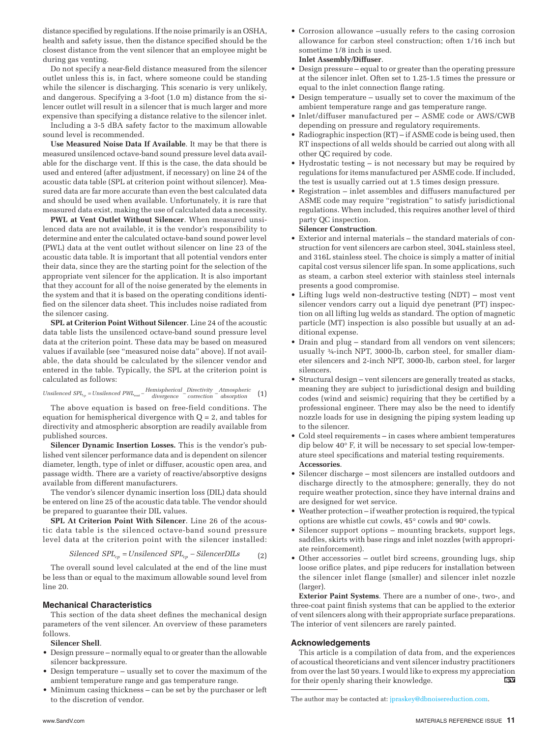distance specified by regulations. If the noise primarily is an OSHA, health and safety issue, then the distance specified should be the closest distance from the vent silencer that an employee might be during gas venting.

Do not specify a near-field distance measured from the silencer outlet unless this is, in fact, where someone could be standing while the silencer is discharging. This scenario is very unlikely, and dangerous. Specifying a 3-foot (1.0 m) distance from the silencer outlet will result in a silencer that is much larger and more expensive than specifying a distance relative to the silencer inlet.

Including a 3-5 dBA safety factor to the maximum allowable sound level is recommended.

**Use Measured Noise Data If Available**. It may be that there is measured unsilenced octave-band sound pressure level data available for the discharge vent. If this is the case, the data should be used and entered (after adjustment, if necessary) on line 24 of the acoustic data table (SPL at criterion point without silencer). Measured data are far more accurate than even the best calculated data and should be used when available. Unfortunately, it is rare that measured data exist, making the use of calculated data a necessity.

**PWL at Vent Outlet Without Silencer**. When measured unsilenced data are not available, it is the vendor's responsibility to determine and enter the calculated octave-band sound power level (PWL) data at the vent outlet without silencer on line 23 of the acoustic data table. It is important that all potential vendors enter their data, since they are the starting point for the selection of the appropriate vent silencer for the application. It is also important that they account for all of the noise generated by the elements in the system and that it is based on the operating conditions identified on the silencer data sheet. This includes noise radiated from the silencer casing.

**SPL at Criterion Point Without Silencer**. Line 24 of the acoustic data table lists the unsilenced octave-band sound pressure level data at the criterion point. These data may be based on measured values if available (see "measured noise data" above). If not available, the data should be calculated by the silencer vendor and entered in the table. Typically, the SPL at the criterion point is calculated as follows:

$$Unsilenced\ SPL_{cp} = Unsilenced\ PWL_{vent} - \frac{Hemispherical}{divergence} - \frac{Directivity}{correction} - \frac{Atmospheric}{absorption} \quad (1)$$

The above equation is based on free-field conditions. The equation for hemispherical divergence with Q = 2, and tables for directivity and atmospheric absorption are readily available from published sources.

**Silencer Dynamic Insertion Losses.** This is the vendor's published vent silencer performance data and is dependent on silencer diameter, length, type of inlet or diffuser, acoustic open area, and passage width. There are a variety of reactive/absorptive designs available from different manufacturers.

The vendor's silencer dynamic insertion loss (DIL) data should be entered on line 25 of the acoustic data table. The vendor should be prepared to guarantee their DIL values.

**SPL At Criterion Point With Silencer**. Line 26 of the acoustic data table is the silenced octave-band sound pressure level data at the criterion point with the silencer installed:

$$Silenced\ SPL_{cp} = Unsilenced\ SPL_{cp} - SilencerDILs \quad (2)$$

The overall sound level calculated at the end of the line must be less than or equal to the maximum allowable sound level from line 20.

## Mechanical Characteristics

This section of the data sheet defines the mechanical design parameters of the vent silencer. An overview of these parameters follows.

**Silencer Shell**.

- Design pressure – normally equal to or greater than the allowable silencer backpressure.
- Design temperature – usually set to cover the maximum of the ambient temperature range and gas temperature range.
- Minimum casing thickness – can be set by the purchaser or left to the discretion of vendor.
- Corrosion allowance –usually refers to the casing corrosion allowance for carbon steel construction; often 1/16 inch but sometime 1/8 inch is used.

**Inlet Assembly/Diffuser**.

- Design pressure – equal to or greater than the operating pressure at the silencer inlet. Often set to 1.25-1.5 times the pressure or equal to the inlet connection flange rating.
- Design temperature – usually set to cover the maximum of the ambient temperature range and gas temperature range.
- Inlet/diffuser manufactured per – ASME code or AWS/CWB depending on pressure and regulatory requirements.
- Radiographic inspection (RT) – if ASME code is being used, then RT inspections of all welds should be carried out along with all other QC required by code.
- Hydrostatic testing – is not necessary but may be required by regulations for items manufactured per ASME code. If included, the test is usually carried out at 1.5 times design pressure.
- Registration – inlet assembles and diffusers manufactured per ASME code may require "registration" to satisfy jurisdictional regulations. When included, this requires another level of third party QC inspection.

**Silencer Construction**.

- Exterior and internal materials – the standard materials of construction for vent silencers are carbon steel, 304L stainless steel, and 316L stainless steel. The choice is simply a matter of initial capital cost versus silencer life span. In some applications, such as steam, a carbon steel exterior with stainless steel internals presents a good compromise.
- Lifting lugs weld non-destructive testing (NDT) – most vent silencer vendors carry out a liquid dye penetrant (PT) inspection on all lifting lug welds as standard. The option of magnetic particle (MT) inspection is also possible but usually at an additional expense.
- Drain and plug – standard from all vendors on vent silencers; usually ¾-inch NPT, 3000-lb, carbon steel, for smaller diameter silencers and 2-inch NPT, 3000-lb, carbon steel, for larger silencers.
- Structural design – vent silencers are generally treated as stacks, meaning they are subject to jurisdictional design and building codes (wind and seismic) requiring that they be certified by a professional engineer. There may also be the need to identify nozzle loads for use in designing the piping system leading up to the silencer.
- Cold steel requirements – in cases where ambient temperatures dip below 40° F, it will be necessary to set special low-temperature steel specifications and material testing requirements.

**Accessories**.

- Silencer discharge – most silencers are installed outdoors and discharge directly to the atmosphere; generally, they do not require weather protection, since they have internal drains and are designed for wet service.
- Weather protection – if weather protection is required, the typical options are whistle cut cowls, 45° cowls and 90° cowls.
- Silencer support options – mounting brackets, support legs, saddles, skirts with base rings and inlet nozzles (with appropriate reinforcement).
- Other accessories – outlet bird screens, grounding lugs, ship loose orifice plates, and pipe reducers for installation between the silencer inlet flange (smaller) and silencer inlet nozzle (larger).

**Exterior Paint Systems**. There are a number of one-, two-, and three-coat paint finish systems that can be applied to the exterior of vent silencers along with their appropriate surface preparations. The interior of vent silencers are rarely painted.

## Acknowledgements

This article is a compilation of data from, and the experiences of acoustical theoreticians and vent silencer industry practitioners from over the last 50 years. I would like to express my appreciation for their openly sharing their knowledge.

The author may be contacted at: jpraskey@dbnoisereduction.com.